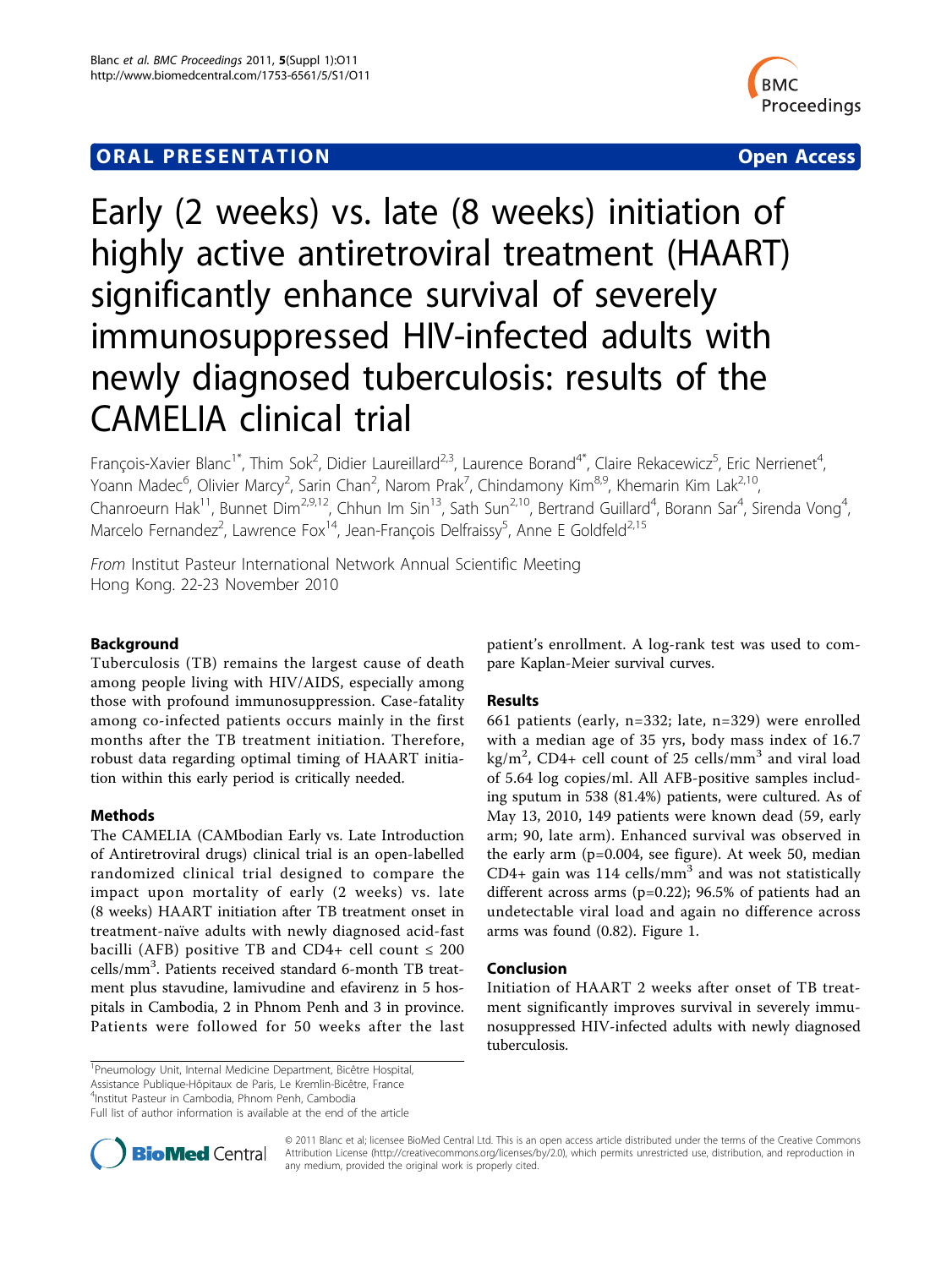ORAL PRESENTATION

Open Access

# Early (2 weeks) vs. late (8 weeks) initiation of highly active antiretroviral treatment (HAART) significantly enhance survival of severely immunosuppressed HIV-infected adults with newly diagnosed tuberculosis: results of the CAMELIA clinical trial

François-Xavier Blanc[1*], Thim Sok[2], Didier Laureillard[2,3], Laurence Borand[4*], Claire Rekacewicz[5], Eric Nerrienet[4], Yoann Madec[6], Olivier Marcy[2], Sarin Chan[2], Narom Prak[7], Chindamony Kim[8,9], Khemarin Kim Lak[2,10], Chanroeurn Hak[11], Bunnet Dim[2,9,12], Chhun Im Sin[13], Sath Sun[2,10], Bertrand Guillard[4], Borann Sar[4], Sirenda Vong[4], Marcelo Fernandez[2], Lawrence Fox[14], Jean-François Delfraissy[5], Anne E Goldfeld[2,15]

*From* Institut Pasteur International Network Annual Scientific Meeting
Hong Kong. 22-23 November 2010

## Background

Tuberculosis (TB) remains the largest cause of death among people living with HIV/AIDS, especially among those with profound immunosuppression. Case-fatality among co-infected patients occurs mainly in the first months after the TB treatment initiation. Therefore, robust data regarding optimal timing of HAART initiation within this early period is critically needed.

## Methods

The CAMELIA (CAMbodian Early vs. Late Introduction of Antiretroviral drugs) clinical trial is an open-labelled randomized clinical trial designed to compare the impact upon mortality of early (2 weeks) vs. late (8 weeks) HAART initiation after TB treatment onset in treatment-naïve adults with newly diagnosed acid-fast bacilli (AFB) positive TB and CD4+ cell count ≤ 200 cells/mm$^3$. Patients received standard 6-month TB treatment plus stavudine, lamivudine and efavirenz in 5 hospitals in Cambodia, 2 in Phnom Penh and 3 in province. Patients were followed for 50 weeks after the last patient's enrollment. A log-rank test was used to compare Kaplan-Meier survival curves.

## Results

661 patients (early, n=332; late, n=329) were enrolled with a median age of 35 yrs, body mass index of 16.7 kg/m$^2$, CD4+ cell count of 25 cells/mm$^3$ and viral load of 5.64 log copies/ml. All AFB-positive samples including sputum in 538 (81.4%) patients, were cultured. As of May 13, 2010, 149 patients were known dead (59, early arm; 90, late arm). Enhanced survival was observed in the early arm (p=0.004, see figure). At week 50, median CD4+ gain was 114 cells/mm$^3$ and was not statistically different across arms (p=0.22); 96.5% of patients had an undetectable viral load and again no difference across arms was found (0.82). Figure 1.

## Conclusion

Initiation of HAART 2 weeks after onset of TB treatment significantly improves survival in severely immunosuppressed HIV-infected adults with newly diagnosed tuberculosis.

[1]Pneumology Unit, Internal Medicine Department, Bicêtre Hospital, Assistance Publique-Hôpitaux de Paris, Le Kremlin-Bicêtre, France
[4]Institut Pasteur in Cambodia, Phnom Penh, Cambodia
Full list of author information is available at the end of the article

© 2011 Blanc et al; licensee BioMed Central Ltd. This is an open access article distributed under the terms of the Creative Commons Attribution License (http://creativecommons.org/licenses/by/2.0), which permits unrestricted use, distribution, and reproduction in any medium, provided the original work is properly cited.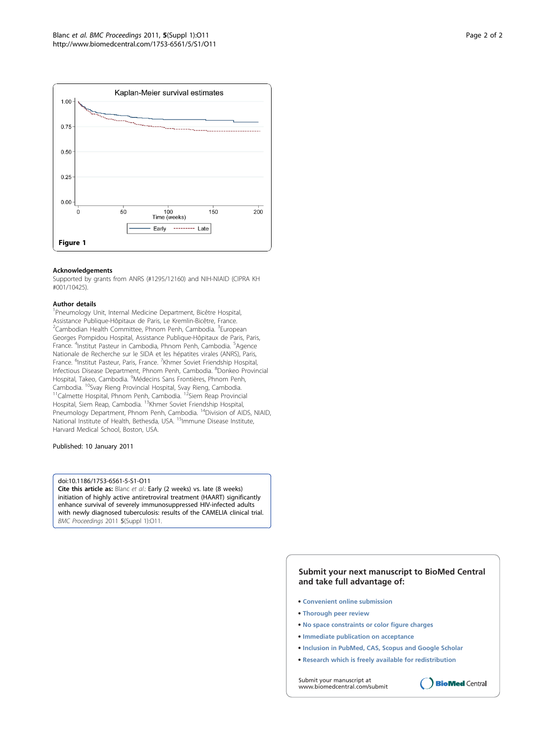Kaplan-Meier survival estimates

1.00
0.75
0.50
0.25
0.00

0
50
100
150
200

Time (weeks)

Early
Late

**Figure 1**

### Acknowledgements

Supported by grants from ANRS (#1295/12160) and NIH-NIAID (CIPRA KH #001/10425).

### Author details

[1]Pneumology Unit, Internal Medicine Department, Bicêtre Hospital, Assistance Publique-Hôpitaux de Paris, Le Kremlin-Bicêtre, France. [2]Cambodian Health Committee, Phnom Penh, Cambodia. [3]European Georges Pompidou Hospital, Assistance Publique-Hôpitaux de Paris, Paris, France. [4]Institut Pasteur in Cambodia, Phnom Penh, Cambodia. [5]Agence Nationale de Recherche sur le SIDA et les hépatites virales (ANRS), Paris, France. [6]Institut Pasteur, Paris, France. [7]Khmer Soviet Friendship Hospital, Infectious Disease Department, Phnom Penh, Cambodia. [8]Donkeo Provincial Hospital, Takeo, Cambodia. [9]Médecins Sans Frontières, Phnom Penh, Cambodia. [10]Svay Rieng Provincial Hospital, Svay Rieng, Cambodia. [11]Calmette Hospital, Phnom Penh, Cambodia. [12]Siem Reap Provincial Hospital, Siem Reap, Cambodia. [13]Khmer Soviet Friendship Hospital, Pneumology Department, Phnom Penh, Cambodia. [14]Division of AIDS, NIAID, National Institute of Health, Bethesda, USA. [15]Immune Disease Institute, Harvard Medical School, Boston, USA.

Published: 10 January 2011

doi:10.1186/1753-6561-5-S1-O11

**Cite this article as:** Blanc *et al.*: Early (2 weeks) vs. late (8 weeks) initiation of highly active antiretroviral treatment (HAART) significantly enhance survival of severely immunosuppressed HIV-infected adults with newly diagnosed tuberculosis: results of the CAMELIA clinical trial. *BMC Proceedings* 2011 **5**(Suppl 1):O11.

**Submit your next manuscript to BioMed Central and take full advantage of:**

- Convenient online submission
- Thorough peer review
- No space constraints or color figure charges
- Immediate publication on acceptance
- Inclusion in PubMed, CAS, Scopus and Google Scholar
- Research which is freely available for redistribution

Submit your manuscript at
www.biomedcentral.com/submit

BioMed Central